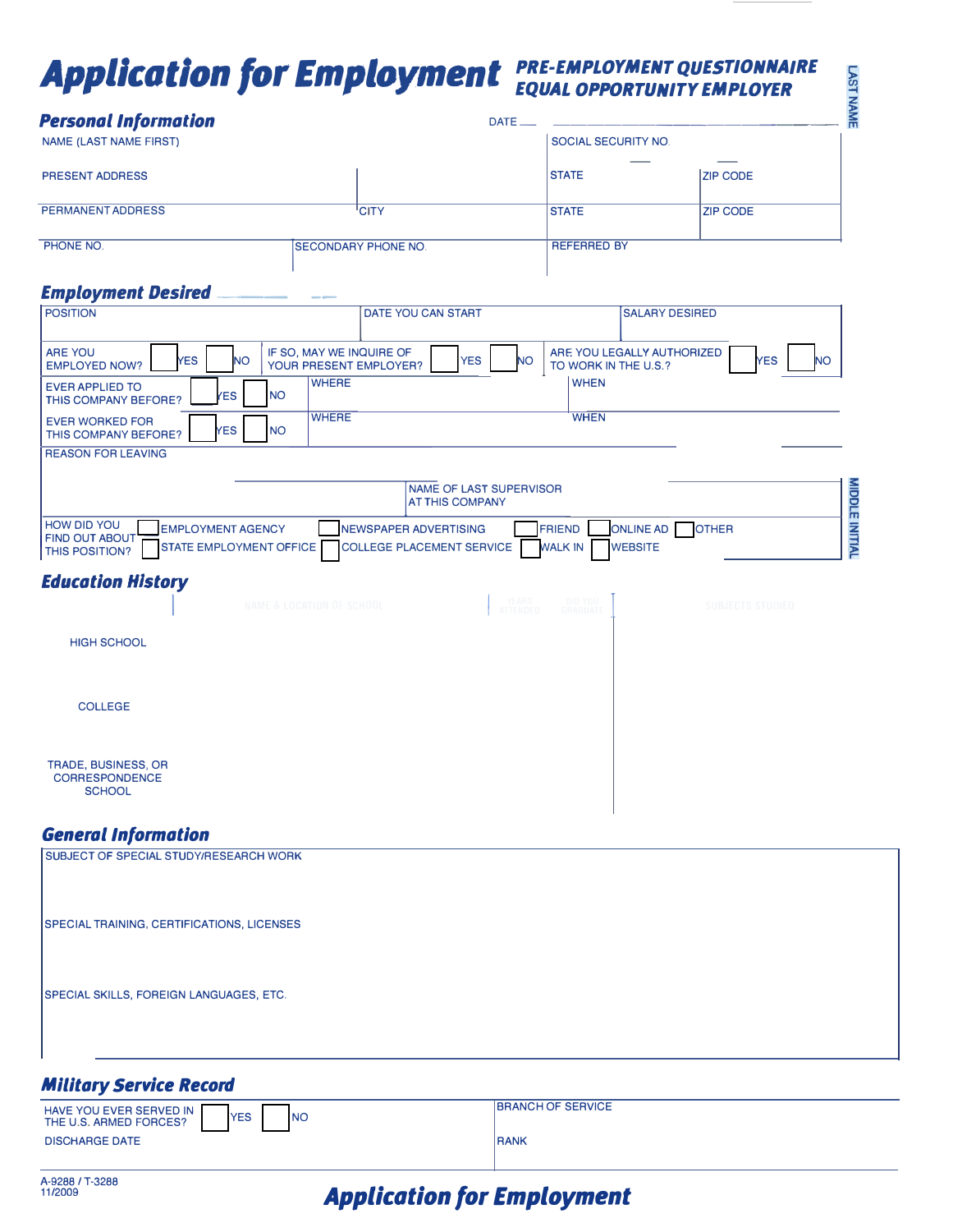# Application for Employment

**PRE-EMPLOYMENT QUESTIONNAIRE**
**EQUAL OPPORTUNITY EMPLOYER**

LAST NAME

## Personal Information

DATE

| NAME (LAST NAME FIRST) | | SOCIAL SECURITY NO. | |
|---|---|---|---|
| PRESENT ADDRESS | | STATE | ZIP CODE |
| PERMANENT ADDRESS | CITY | STATE | ZIP CODE |
| PHONE NO. | SECONDARY PHONE NO. | REFERRED BY | |

## Employment Desired

| POSITION | DATE YOU CAN START | SALARY DESIRED |
|---|---|---|
| ARE YOU EMPLOYED NOW? ☐ YES ☐ NO | IF SO, MAY WE INQUIRE OF YOUR PRESENT EMPLOYER? ☐ YES ☐ NO | ARE YOU LEGALLY AUTHORIZED TO WORK IN THE U.S.? ☐ YES ☐ NO |
| EVER APPLIED TO THIS COMPANY BEFORE? ☐ YES ☐ NO | WHERE | WHEN |
| EVER WORKED FOR THIS COMPANY BEFORE? ☐ YES ☐ NO | WHERE | WHEN |
| REASON FOR LEAVING | NAME OF LAST SUPERVISOR AT THIS COMPANY | |

HOW DID YOU FIND OUT ABOUT THIS POSITION?
☐ EMPLOYMENT AGENCY ☐ NEWSPAPER ADVERTISING ☐ FRIEND ☐ ONLINE AD ☐ OTHER
☐ STATE EMPLOYMENT OFFICE ☐ COLLEGE PLACEMENT SERVICE ☐ WALK IN ☐ WEBSITE

MIDDLE INITIAL

## Education History

| | NAME & LOCATION OF SCHOOL | YEARS ATTENDED | DID YOU GRADUATE | SUBJECTS STUDIED |
|---|---|---|---|---|
| HIGH SCHOOL | | | | |
| COLLEGE | | | | |
| TRADE, BUSINESS, OR CORRESPONDENCE SCHOOL | | | | |

## General Information

SUBJECT OF SPECIAL STUDY/RESEARCH WORK

SPECIAL TRAINING, CERTIFICATIONS, LICENSES

SPECIAL SKILLS, FOREIGN LANGUAGES, ETC.

## Military Service Record

| HAVE YOU EVER SERVED IN THE U.S. ARMED FORCES? ☐ YES ☐ NO | BRANCH OF SERVICE |
|---|---|
| DISCHARGE DATE | RANK |

A-9288 / T-3288
11/2009

**Application for Employment**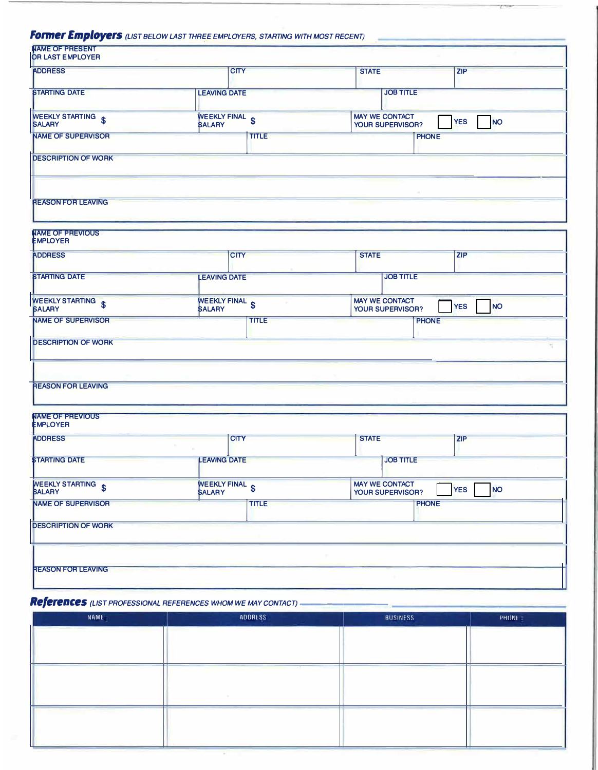## Former Employers *(LIST BELOW LAST THREE EMPLOYERS, STARTING WITH MOST RECENT)*

| NAME OF PRESENT OR LAST EMPLOYER | | | |
|---|---|---|---|
| ADDRESS | CITY | STATE | ZIP |
| STARTING DATE | LEAVING DATE | JOB TITLE | |
| WEEKLY STARTING SALARY $ | WEEKLY FINAL SALARY $ | MAY WE CONTACT YOUR SUPERVISOR? ☐ YES ☐ NO | |
| NAME OF SUPERVISOR | TITLE | PHONE | |
| DESCRIPTION OF WORK | | | |
| | | | |
| REASON FOR LEAVING | | | |

| NAME OF PREVIOUS EMPLOYER | | | |
|---|---|---|---|
| ADDRESS | CITY | STATE | ZIP |
| STARTING DATE | LEAVING DATE | JOB TITLE | |
| WEEKLY STARTING SALARY $ | WEEKLY FINAL SALARY $ | MAY WE CONTACT YOUR SUPERVISOR? ☐ YES ☐ NO | |
| NAME OF SUPERVISOR | TITLE | PHONE | |
| DESCRIPTION OF WORK | | | |
| | | | |
| REASON FOR LEAVING | | | |

| NAME OF PREVIOUS EMPLOYER | | | |
|---|---|---|---|
| ADDRESS | CITY | STATE | ZIP |
| STARTING DATE | LEAVING DATE | JOB TITLE | |
| WEEKLY STARTING SALARY $ | WEEKLY FINAL SALARY $ | MAY WE CONTACT YOUR SUPERVISOR? ☐ YES ☐ NO | |
| NAME OF SUPERVISOR | TITLE | PHONE | |
| DESCRIPTION OF WORK | | | |
| | | | |
| REASON FOR LEAVING | | | |

## References *(LIST PROFESSIONAL REFERENCES WHOM WE MAY CONTACT)*

| NAME | ADDRESS | BUSINESS | PHONE |
|---|---|---|---|
| | | | |
| | | | |
| | | | |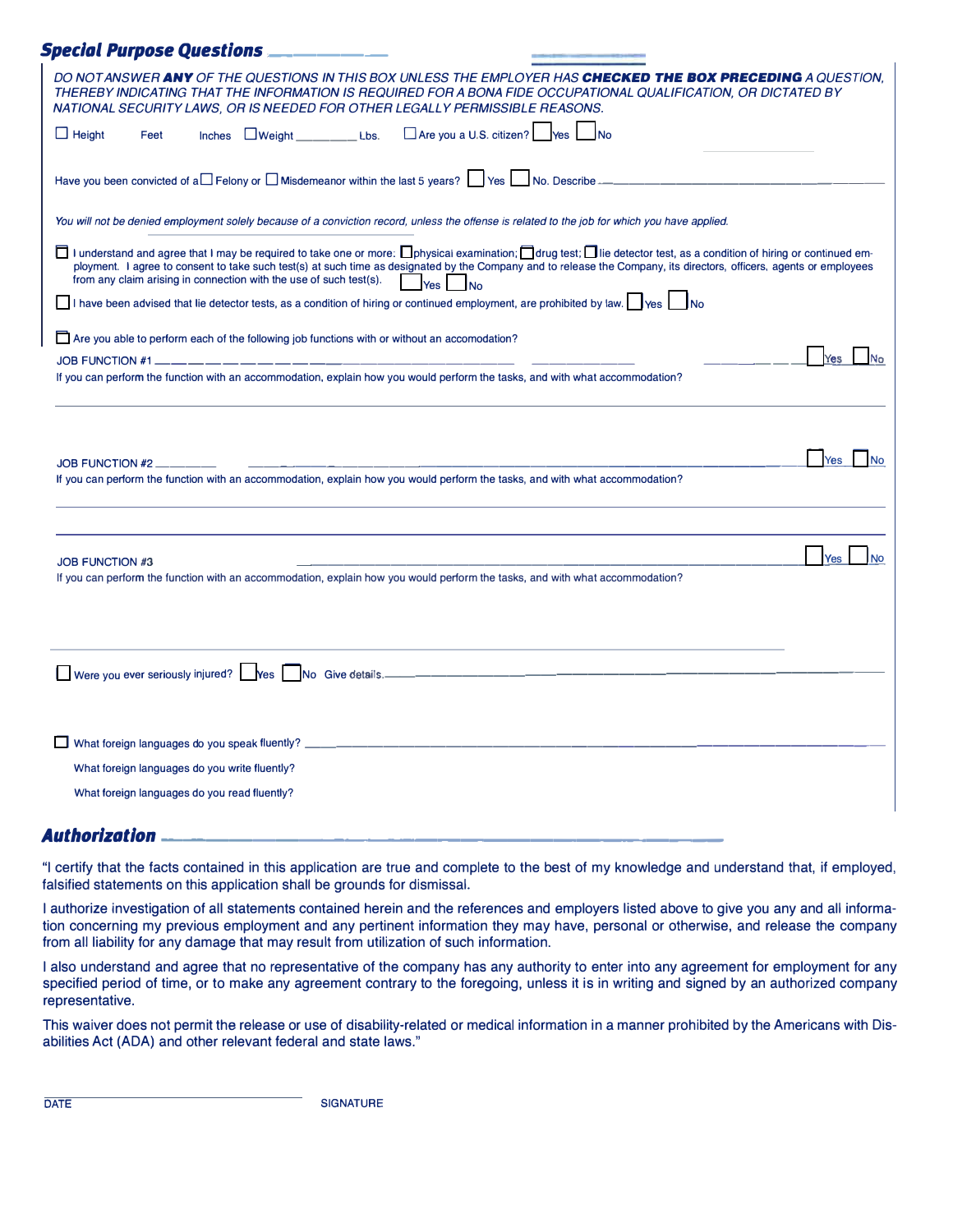## Special Purpose Questions

*DO NOT ANSWER* ***ANY*** *OF THE QUESTIONS IN THIS BOX UNLESS THE EMPLOYER HAS* ***CHECKED THE BOX PRECEDING*** *A QUESTION, THEREBY INDICATING THAT THE INFORMATION IS REQUIRED FOR A BONA FIDE OCCUPATIONAL QUALIFICATION, OR DICTATED BY NATIONAL SECURITY LAWS, OR IS NEEDED FOR OTHER LEGALLY PERMISSIBLE REASONS.*

☐ Height _____ Feet _____ Inches ☐ Weight __________ Lbs. ☐ Are you a U.S. citizen? ☐ Yes ☐ No

Have you been convicted of a ☐ Felony or ☐ Misdemeanor within the last 5 years? ☐ Yes ☐ No. Describe ____________________

*You will not be denied employment solely because of a conviction record, unless the offense is related to the job for which you have applied.*

☐ I understand and agree that I may be required to take one or more: ☐ physical examination; ☐ drug test; ☐ lie detector test, as a condition of hiring or continued employment. I agree to consent to take such test(s) at such time as designated by the Company and to release the Company, its directors, officers, agents or employees from any claim arising in connection with the use of such test(s). ☐ Yes ☐ No

☐ I have been advised that lie detector tests, as a condition of hiring or continued employment, are prohibited by law. ☐ Yes ☐ No

☐ Are you able to perform each of the following job functions with or without an accomodation?

JOB FUNCTION #1 ____________________ ☐ Yes ☐ No

If you can perform the function with an accommodation, explain how you would perform the tasks, and with what accommodation?

JOB FUNCTION #2 ____________________ ☐ Yes ☐ No

If you can perform the function with an accommodation, explain how you would perform the tasks, and with what accommodation?

JOB FUNCTION #3 ____________________ ☐ Yes ☐ No

If you can perform the function with an accommodation, explain how you would perform the tasks, and with what accommodation?

☐ Were you ever seriously injured? ☐ Yes ☐ No Give details. ____________________

☐ What foreign languages do you speak fluently? ____________________

What foreign languages do you write fluently?

What foreign languages do you read fluently?

## Authorization

"I certify that the facts contained in this application are true and complete to the best of my knowledge and understand that, if employed, falsified statements on this application shall be grounds for dismissal.

I authorize investigation of all statements contained herein and the references and employers listed above to give you any and all information concerning my previous employment and any pertinent information they may have, personal or otherwise, and release the company from all liability for any damage that may result from utilization of such information.

I also understand and agree that no representative of the company has any authority to enter into any agreement for employment for any specified period of time, or to make any agreement contrary to the foregoing, unless it is in writing and signed by an authorized company representative.

This waiver does not permit the release or use of disability-related or medical information in a manner prohibited by the Americans with Disabilities Act (ADA) and other relevant federal and state laws."

DATE ____________________ SIGNATURE ____________________